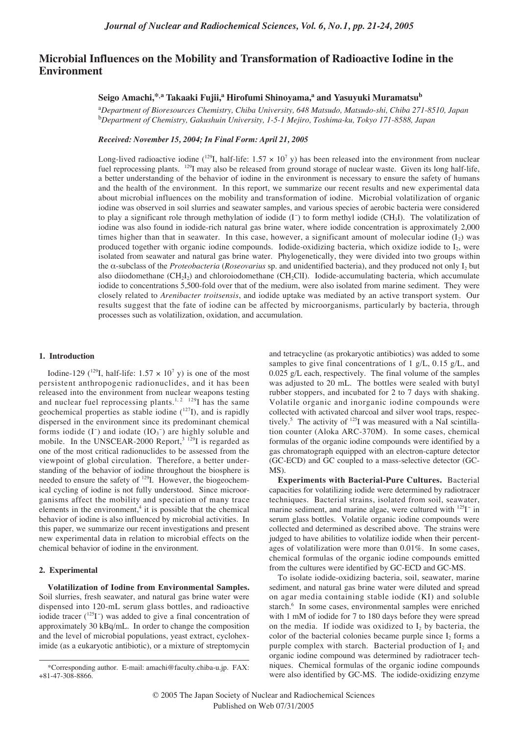# Microbial Influences on the Mobility and Transformation of Radioactive Iodine in the Environment

**Seigo Amachi,[*,a] Takaaki Fujii,[a] Hirofumi Shinoyama,[a] and Yasuyuki Muramatsu[b]**

[a]*Department of Bioresources Chemistry, Chiba University, 648 Matsudo, Matsudo-shi, Chiba 271-8510, Japan*
[b]*Department of Chemistry, Gakushuin University, 1-5-1 Mejiro, Toshima-ku, Tokyo 171-8588, Japan*

*Received: November 15, 2004; In Final Form: April 21, 2005*

Long-lived radioactive iodine ($^{129}$I, half-life: $1.57 \times 10^7$ y) has been released into the environment from nuclear fuel reprocessing plants. $^{129}$I may also be released from ground storage of nuclear waste. Given its long half-life, a better understanding of the behavior of iodine in the environment is necessary to ensure the safety of humans and the health of the environment. In this report, we summarize our recent results and new experimental data about microbial influences on the mobility and transformation of iodine. Microbial volatilization of organic iodine was observed in soil slurries and seawater samples, and various species of aerobic bacteria were considered to play a significant role through methylation of iodide ($I^-$) to form methyl iodide ($CH_3I$). The volatilization of iodine was also found in iodide-rich natural gas brine water, where iodide concentration is approximately 2,000 times higher than that in seawater. In this case, however, a significant amount of molecular iodine ($I_2$) was produced together with organic iodine compounds. Iodide-oxidizing bacteria, which oxidize iodide to $I_2$, were isolated from seawater and natural gas brine water. Phylogenetically, they were divided into two groups within the α-subclass of the *Proteobacteria* (*Roseovarius* sp. and unidentified bacteria), and they produced not only $I_2$ but also diiodomethane ($CH_2I_2$) and chloroiodomethane ($CH_2ClI$). Iodide-accumulating bacteria, which accumulate iodide to concentrations 5,500-fold over that of the medium, were also isolated from marine sediment. They were closely related to *Arenibacter troitsensis*, and iodide uptake was mediated by an active transport system. Our results suggest that the fate of iodine can be affected by microorganisms, particularly by bacteria, through processes such as volatilization, oxidation, and accumulation.

## 1. Introduction

Iodine-129 ($^{129}$I, half-life: $1.57 \times 10^7$ y) is one of the most persistent anthropogenic radionuclides, and it has been released into the environment from nuclear weapons testing and nuclear fuel reprocessing plants.[1,2] $^{129}$I has the same geochemical properties as stable iodine ($^{127}$I), and is rapidly dispersed in the environment since its predominant chemical forms iodide ($I^-$) and iodate ($IO_3^-$) are highly soluble and mobile. In the UNSCEAR-2000 Report,[3] $^{129}$I is regarded as one of the most critical radionuclides to be assessed from the viewpoint of global circulation. Therefore, a better understanding of the behavior of iodine throughout the biosphere is needed to ensure the safety of $^{129}$I. However, the biogeochemical cycling of iodine is not fully understood. Since microorganisms affect the mobility and speciation of many trace elements in the environment,[4] it is possible that the chemical behavior of iodine is also influenced by microbial activities. In this paper, we summarize our recent investigations and present new experimental data in relation to microbial effects on the chemical behavior of iodine in the environment.

## 2. Experimental

**Volatilization of Iodine from Environmental Samples.** Soil slurries, fresh seawater, and natural gas brine water were dispensed into 120-mL serum glass bottles, and radioactive iodide tracer ($^{125}I^-$) was added to give a final concentration of approximately 30 kBq/mL. In order to change the composition and the level of microbial populations, yeast extract, cycloheximide (as a eukaryotic antibiotic), or a mixture of streptomycin and tetracycline (as prokaryotic antibiotics) was added to some samples to give final concentrations of 1 g/L, 0.15 g/L, and 0.025 g/L each, respectively. The final volume of the samples was adjusted to 20 mL. The bottles were sealed with butyl rubber stoppers, and incubated for 2 to 7 days with shaking. Volatile organic and inorganic iodine compounds were collected with activated charcoal and silver wool traps, respectively.[5] The activity of $^{125}$I was measured with a NaI scintillation counter (Aloka ARC-370M). In some cases, chemical formulas of the organic iodine compounds were identified by a gas chromatograph equipped with an electron-capture detector (GC-ECD) and GC coupled to a mass-selective detector (GC-MS).

**Experiments with Bacterial-Pure Cultures.** Bacterial capacities for volatilizing iodide were determined by radiotracer techniques. Bacterial strains, isolated from soil, seawater, marine sediment, and marine algae, were cultured with $^{125}I^-$ in serum glass bottles. Volatile organic iodine compounds were collected and determined as described above. The strains were judged to have abilities to volatilize iodide when their percentages of volatilization were more than 0.01%. In some cases, chemical formulas of the organic iodine compounds emitted from the cultures were identified by GC-ECD and GC-MS.

To isolate iodide-oxidizing bacteria, soil, seawater, marine sediment, and natural gas brine water were diluted and spread on agar media containing stable iodide (KI) and soluble starch.[6] In some cases, environmental samples were enriched with 1 mM of iodide for 7 to 180 days before they were spread on the media. If iodide was oxidized to $I_2$ by bacteria, the color of the bacterial colonies became purple since $I_2$ forms a purple complex with starch. Bacterial production of $I_2$ and organic iodine compound was determined by radiotracer techniques. Chemical formulas of the organic iodine compounds were also identified by GC-MS. The iodide-oxidizing enzyme

*Corresponding author. E-mail: amachi@faculty.chiba-u.jp. FAX: +81-47-308-8866.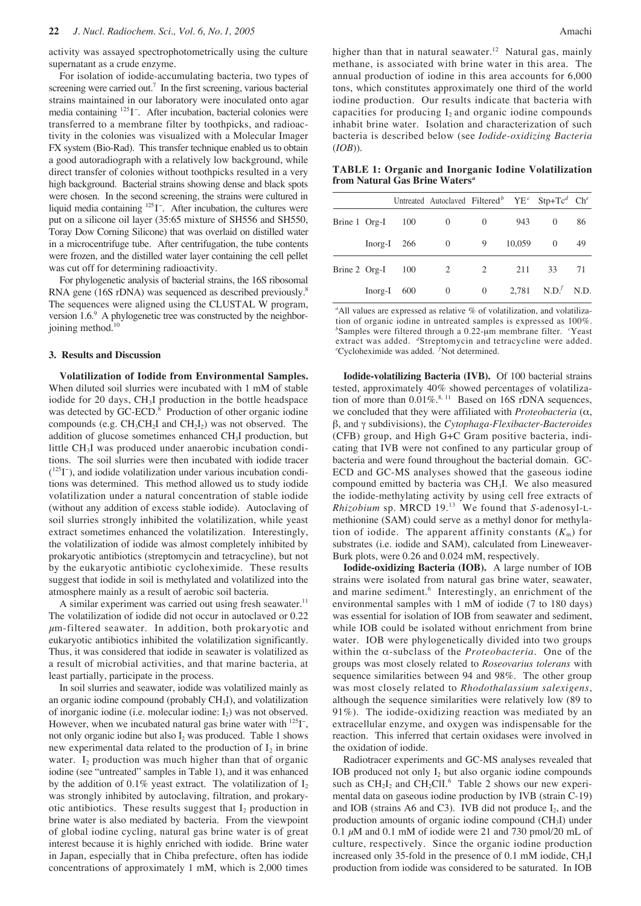activity was assayed spectrophotometrically using the culture supernatant as a crude enzyme.

For isolation of iodide-accumulating bacteria, two types of screening were carried out.[7] In the first screening, various bacterial strains maintained in our laboratory were inoculated onto agar media containing $^{125}I^-$. After incubation, bacterial colonies were transferred to a membrane filter by toothpicks, and radioactivity in the colonies was visualized with a Molecular Imager FX system (Bio-Rad). This transfer technique enabled us to obtain a good autoradiograph with a relatively low background, while direct transfer of colonies without toothpicks resulted in a very high background. Bacterial strains showing dense and black spots were chosen. In the second screening, the strains were cultured in liquid media containing $^{125}I^-$. After incubation, the cultures were put on a silicone oil layer (35:65 mixture of SH556 and SH550, Toray Dow Corning Silicone) that was overlaid on distilled water in a microcentrifuge tube. After centrifugation, the tube contents were frozen, and the distilled water layer containing the cell pellet was cut off for determining radioactivity.

For phylogenetic analysis of bacterial strains, the 16S ribosomal RNA gene (16S rDNA) was sequenced as described previously.[8] The sequences were aligned using the CLUSTAL W program, version 1.6.[9] A phylogenetic tree was constructed by the neighbor-joining method.[10]

## 3. Results and Discussion

**Volatilization of Iodide from Environmental Samples.** When diluted soil slurries were incubated with 1 mM of stable iodide for 20 days, $CH_3I$ production in the bottle headspace was detected by GC-ECD.[8] Production of other organic iodine compounds (e.g. $CH_3CH_2I$ and $CH_2I_2$) was not observed. The addition of glucose sometimes enhanced $CH_3I$ production, but little $CH_3I$ was produced under anaerobic incubation conditions. The soil slurries were then incubated with iodide tracer ($^{125}I^-$), and iodide volatilization under various incubation conditions was determined. This method allowed us to study iodide volatilization under a natural concentration of stable iodide (without any addition of excess stable iodide). Autoclaving of soil slurries strongly inhibited the volatilization, while yeast extract sometimes enhanced the volatilization. Interestingly, the volatilization of iodide was almost completely inhibited by prokaryotic antibiotics (streptomycin and tetracycline), but not by the eukaryotic antibiotic cycloheximide. These results suggest that iodide in soil is methylated and volatilized into the atmosphere mainly as a result of aerobic soil bacteria.

A similar experiment was carried out using fresh seawater.[11] The volatilization of iodide did not occur in autoclaved or 0.22 $\mu$m-filtered seawater. In addition, both prokaryotic and eukaryotic antibiotics inhibited the volatilization significantly. Thus, it was considered that iodide in seawater is volatilized as a result of microbial activities, and that marine bacteria, at least partially, participate in the process.

In soil slurries and seawater, iodide was volatilized mainly as an organic iodine compound (probably $CH_3I$), and volatilization of inorganic iodine (i.e. molecular iodine: $I_2$) was not observed. However, when we incubated natural gas brine water with $^{125}I^-$, not only organic iodine but also $I_2$ was produced. Table 1 shows new experimental data related to the production of $I_2$ in brine water. $I_2$ production was much higher than that of organic iodine (see "untreated" samples in Table 1), and it was enhanced by the addition of 0.1% yeast extract. The volatilization of $I_2$ was strongly inhibited by autoclaving, filtration, and prokaryotic antibiotics. These results suggest that $I_2$ production in brine water is also mediated by bacteria. From the viewpoint of global iodine cycling, natural gas brine water is of great interest because it is highly enriched with iodide. Brine water in Japan, especially that in Chiba prefecture, often has iodide concentrations of approximately 1 mM, which is 2,000 times higher than that in natural seawater.[12] Natural gas, mainly methane, is associated with brine water in this area. The annual production of iodine in this area accounts for 6,000 tons, which constitutes approximately one third of the world iodine production. Our results indicate that bacteria with capacities for producing $I_2$ and organic iodine compounds inhabit brine water. Isolation and characterization of such bacteria is described below (see *Iodide-oxidizing Bacteria (IOB)*).

**TABLE 1: Organic and Inorganic Iodine Volatilization from Natural Gas Brine Waters[a]**

| | | Untreated | Autoclaved | Filtered[b] | YE[c] | Stp+Tc[d] | Ch[e] |
|---|---|---|---|---|---|---|---|
| Brine 1 | Org-I | 100 | 0 | 0 | 943 | 0 | 86 |
| | Inorg-I | 266 | 0 | 9 | 10,059 | 0 | 49 |
| Brine 2 | Org-I | 100 | 2 | 2 | 211 | 33 | 71 |
| | Inorg-I | 600 | 0 | 0 | 2,781 | N.D.[f] | N.D. |

[a]All values are expressed as relative % of volatilization, and volatilization of organic iodine in untreated samples is expressed as 100%. [b]Samples were filtered through a 0.22-μm membrane filter. [c]Yeast extract was added. [d]Streptomycin and tetracycline were added. [e]Cycloheximide was added. [f]Not determined.

**Iodide-volatilizing Bacteria (IVB).** Of 100 bacterial strains tested, approximately 40% showed percentages of volatilization of more than 0.01%.[8, 11] Based on 16S rDNA sequences, we concluded that they were affiliated with *Proteobacteria* (α, β, and γ subdivisions), the *Cytophaga-Flexibacter-Bacteroides* (CFB) group, and High G+C Gram positive bacteria, indicating that IVB were not confined to any particular group of bacteria and were found throughout the bacterial domain. GC-ECD and GC-MS analyses showed that the gaseous iodine compound emitted by bacteria was $CH_3I$. We also measured the iodide-methylating activity by using cell free extracts of *Rhizobium* sp. MRCD 19.[13] We found that *S*-adenosyl-L-methionine (SAM) could serve as a methyl donor for methylation of iodide. The apparent affinity constants ($K_m$) for substrates (i.e. iodide and SAM), calculated from Lineweaver-Burk plots, were 0.26 and 0.024 mM, respectively.

**Iodide-oxidizing Bacteria (IOB).** A large number of IOB strains were isolated from natural gas brine water, seawater, and marine sediment.[6] Interestingly, an enrichment of the environmental samples with 1 mM of iodide (7 to 180 days) was essential for isolation of IOB from seawater and sediment, while IOB could be isolated without enrichment from brine water. IOB were phylogenetically divided into two groups within the α-subclass of the *Proteobacteria*. One of the groups was most closely related to *Roseovarius tolerans* with sequence similarities between 94 and 98%. The other group was most closely related to *Rhodothalassium salexigens*, although the sequence similarities were relatively low (89 to 91%). The iodide-oxidizing reaction was mediated by an extracellular enzyme, and oxygen was indispensable for the reaction. This inferred that certain oxidases were involved in the oxidation of iodide.

Radiotracer experiments and GC-MS analyses revealed that IOB produced not only $I_2$ but also organic iodine compounds such as $CH_2I_2$ and $CH_2ClI$.[6] Table 2 shows our new experimental data on gaseous iodine production by IVB (strain C-19) and IOB (strains A6 and C3). IVB did not produce $I_2$, and the production amounts of organic iodine compound ($CH_3I$) under 0.1 $\mu$M and 0.1 mM of iodide were 21 and 730 pmol/20 mL of culture, respectively. Since the organic iodine production increased only 35-fold in the presence of 0.1 mM iodide, $CH_3I$ production from iodide was considered to be saturated. In IOB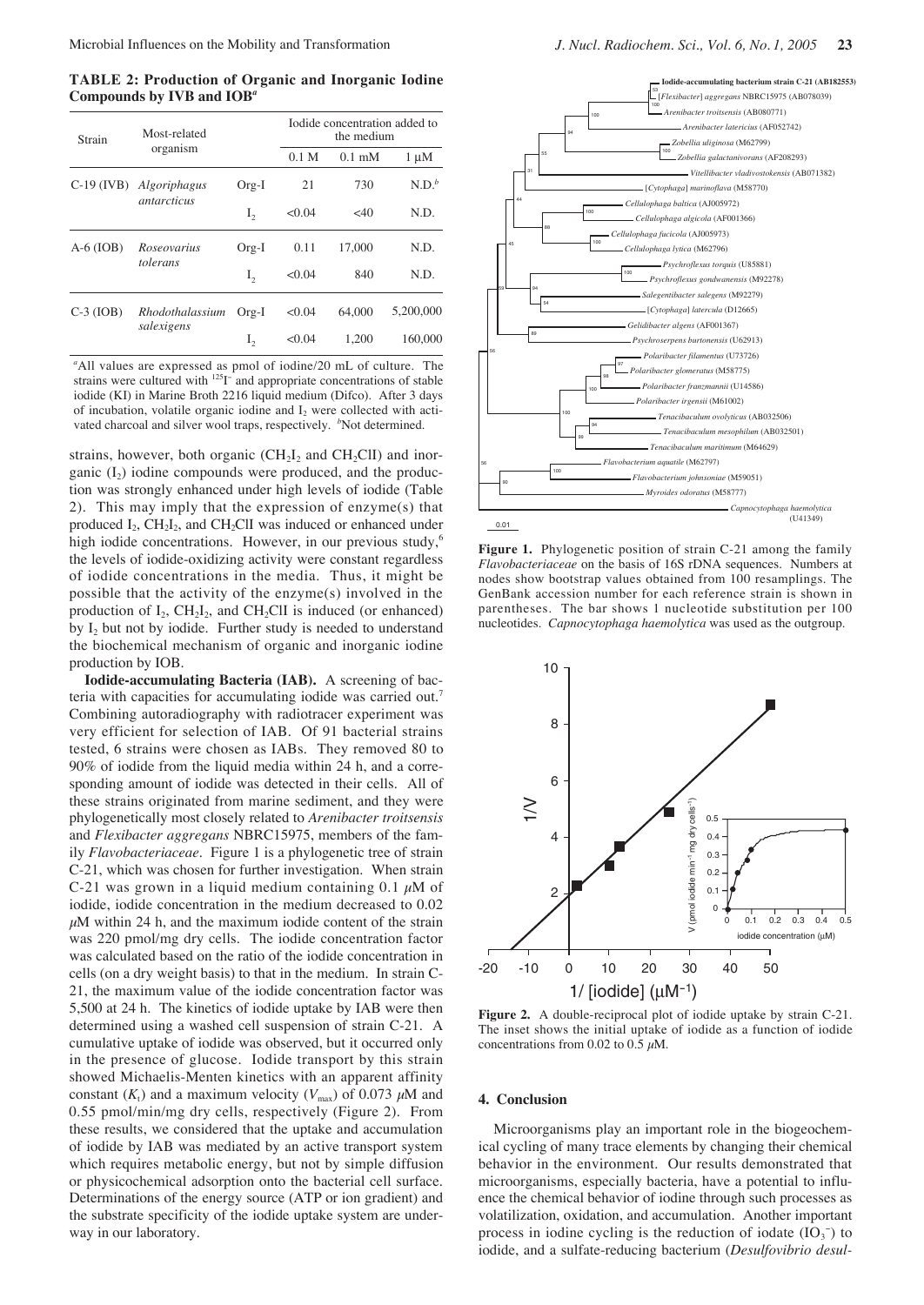**TABLE 2: Production of Organic and Inorganic Iodine Compounds by IVB and IOB[a]**

| Strain | Most-related organism | | Iodide concentration added to the medium | | |
|---|---|---|---|---|---|
| | | | 0.1 M | 0.1 mM | 1 μM |
| C-19 (IVB) | *Algoriphagus antarcticus* | Org-I | 21 | 730 | N.D.[b] |
| | | $I_2$ | <0.04 | <40 | N.D. |
| A-6 (IOB) | *Roseovarius tolerans* | Org-I | 0.11 | 17,000 | N.D. |
| | | $I_2$ | <0.04 | 840 | N.D. |
| C-3 (IOB) | *Rhodothalassium salexigens* | Org-I | <0.04 | 64,000 | 5,200,000 |
| | | $I_2$ | <0.04 | 1,200 | 160,000 |

[a]All values are expressed as pmol of iodine/20 mL of culture. The strains were cultured with $^{125}I^-$ and appropriate concentrations of stable iodide (KI) in Marine Broth 2216 liquid medium (Difco). After 3 days of incubation, volatile organic iodine and $I_2$ were collected with activated charcoal and silver wool traps, respectively. [b]Not determined.

strains, however, both organic ($CH_2I_2$ and $CH_2ClI$) and inorganic ($I_2$) iodine compounds were produced, and the production was strongly enhanced under high levels of iodide (Table 2). This may imply that the expression of enzyme(s) that produced $I_2$, $CH_2I_2$, and $CH_2ClI$ was induced or enhanced under high iodide concentrations. However, in our previous study,[6] the levels of iodide-oxidizing activity were constant regardless of iodide concentrations in the media. Thus, it might be possible that the activity of the enzyme(s) involved in the production of $I_2$, $CH_2I_2$, and $CH_2ClI$ is induced (or enhanced) by $I_2$ but not by iodide. Further study is needed to understand the biochemical mechanism of organic and inorganic iodine production by IOB.

**Iodide-accumulating Bacteria (IAB).** A screening of bacteria with capacities for accumulating iodide was carried out.[7] Combining autoradiography with radiotracer experiment was very efficient for selection of IAB. Of 91 bacterial strains tested, 6 strains were chosen as IABs. They removed 80 to 90% of iodide from the liquid media within 24 h, and a corresponding amount of iodide was detected in their cells. All of these strains originated from marine sediment, and they were phylogenetically most closely related to *Arenibacter troitsensis* and *Flexibacter aggregans* NBRC15975, members of the family *Flavobacteriaceae*. Figure 1 is a phylogenetic tree of strain C-21, which was chosen for further investigation. When strain C-21 was grown in a liquid medium containing 0.1 $\mu$M of iodide, iodide concentration in the medium decreased to 0.02 $\mu$M within 24 h, and the maximum iodide content of the strain was 220 pmol/mg dry cells. The iodide concentration factor was calculated based on the ratio of the iodide concentration in cells (on a dry weight basis) to that in the medium. In strain C-21, the maximum value of the iodide concentration factor was 5,500 at 24 h. The kinetics of iodide uptake by IAB were then determined using a washed cell suspension of strain C-21. A cumulative uptake of iodide was observed, but it occurred only in the presence of glucose. Iodide transport by this strain showed Michaelis-Menten kinetics with an apparent affinity constant ($K_t$) and a maximum velocity ($V_{max}$) of 0.073 $\mu$M and 0.55 pmol/min/mg dry cells, respectively (Figure 2). From these results, we considered that the uptake and accumulation of iodide by IAB was mediated by an active transport system which requires metabolic energy, but not by simple diffusion or physicochemical adsorption onto the bacterial cell surface. Determinations of the energy source (ATP or ion gradient) and the substrate specificity of the iodide uptake system are underway in our laboratory.

**Figure 1.** Phylogenetic position of strain C-21 among the family *Flavobacteriaceae* on the basis of 16S rDNA sequences. Numbers at nodes show bootstrap values obtained from 100 resamplings. The GenBank accession number for each reference strain is shown in parentheses. The bar shows 1 nucleotide substitution per 100 nucleotides. *Capnocytophaga haemolytica* was used as the outgroup.

**Figure 2.** A double-reciprocal plot of iodide uptake by strain C-21. The inset shows the initial uptake of iodide as a function of iodide concentrations from 0.02 to 0.5 $\mu$M.

## 4. Conclusion

Microorganisms play an important role in the biogeochemical cycling of many trace elements by changing their chemical behavior in the environment. Our results demonstrated that microorganisms, especially bacteria, have a potential to influence the chemical behavior of iodine through such processes as volatilization, oxidation, and accumulation. Another important process in iodine cycling is the reduction of iodate ($IO_3^-$) to iodide, and a sulfate-reducing bacterium (*Desulfovibrio desul-*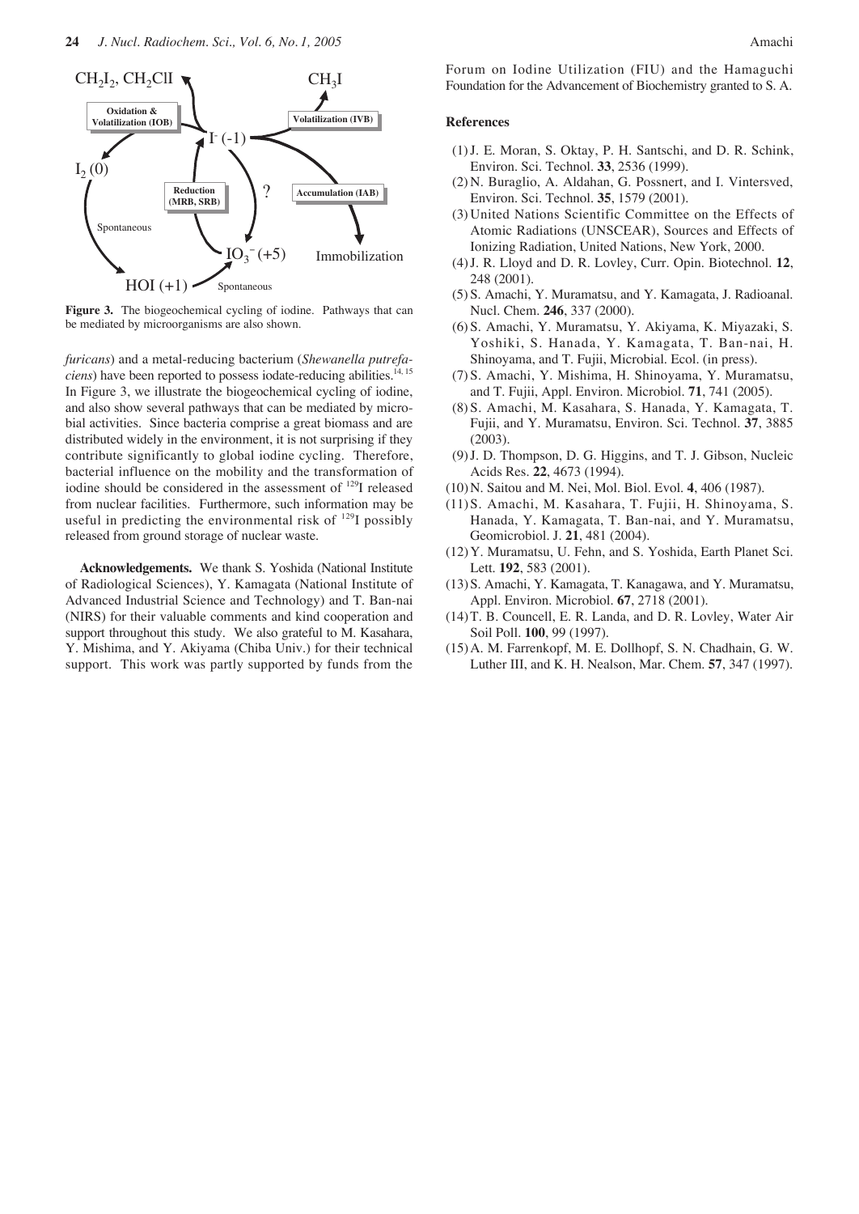$CH_2I_2$, $CH_2ClI$

$CH_3I$

Oxidation & Volatilization (IOB)

Volatilization (IVB)

$I^-$ (-1)

$I_2$ (0)

Reduction (MRB, SRB)

?

Accumulation (IAB)

Spontaneous

$IO_3^-$ (+5)

Immobilization

HOI (+1)

Spontaneous

**Figure 3.** The biogeochemical cycling of iodine. Pathways that can be mediated by microorganisms are also shown.

*furicans*) and a metal-reducing bacterium (*Shewanella putrefaciens*) have been reported to possess iodate-reducing abilities.[14, 15] In Figure 3, we illustrate the biogeochemical cycling of iodine, and also show several pathways that can be mediated by microbial activities. Since bacteria comprise a great biomass and are distributed widely in the environment, it is not surprising if they contribute significantly to global iodine cycling. Therefore, bacterial influence on the mobility and the transformation of iodine should be considered in the assessment of $^{129}$I released from nuclear facilities. Furthermore, such information may be useful in predicting the environmental risk of $^{129}$I possibly released from ground storage of nuclear waste.

**Acknowledgements.** We thank S. Yoshida (National Institute of Radiological Sciences), Y. Kamagata (National Institute of Advanced Industrial Science and Technology) and T. Ban-nai (NIRS) for their valuable comments and kind cooperation and support throughout this study. We also grateful to M. Kasahara, Y. Mishima, and Y. Akiyama (Chiba Univ.) for their technical support. This work was partly supported by funds from the Forum on Iodine Utilization (FIU) and the Hamaguchi Foundation for the Advancement of Biochemistry granted to S. A.

### References

(1) J. E. Moran, S. Oktay, P. H. Santschi, and D. R. Schink, Environ. Sci. Technol. **33**, 2536 (1999).

(2) N. Buraglio, A. Aldahan, G. Possnert, and I. Vintersved, Environ. Sci. Technol. **35**, 1579 (2001).

(3) United Nations Scientific Committee on the Effects of Atomic Radiations (UNSCEAR), Sources and Effects of Ionizing Radiation, United Nations, New York, 2000.

(4) J. R. Lloyd and D. R. Lovley, Curr. Opin. Biotechnol. **12**, 248 (2001).

(5) S. Amachi, Y. Muramatsu, and Y. Kamagata, J. Radioanal. Nucl. Chem. **246**, 337 (2000).

(6) S. Amachi, Y. Muramatsu, Y. Akiyama, K. Miyazaki, S. Yoshiki, S. Hanada, Y. Kamagata, T. Ban-nai, H. Shinoyama, and T. Fujii, Microbial. Ecol. (in press).

(7) S. Amachi, Y. Mishima, H. Shinoyama, Y. Muramatsu, and T. Fujii, Appl. Environ. Microbiol. **71**, 741 (2005).

(8) S. Amachi, M. Kasahara, S. Hanada, Y. Kamagata, T. Fujii, and Y. Muramatsu, Environ. Sci. Technol. **37**, 3885 (2003).

(9) J. D. Thompson, D. G. Higgins, and T. J. Gibson, Nucleic Acids Res. **22**, 4673 (1994).

(10) N. Saitou and M. Nei, Mol. Biol. Evol. **4**, 406 (1987).

(11) S. Amachi, M. Kasahara, T. Fujii, H. Shinoyama, S. Hanada, Y. Kamagata, T. Ban-nai, and Y. Muramatsu, Geomicrobiol. J. **21**, 481 (2004).

(12) Y. Muramatsu, U. Fehn, and S. Yoshida, Earth Planet Sci. Lett. **192**, 583 (2001).

(13) S. Amachi, Y. Kamagata, T. Kanagawa, and Y. Muramatsu, Appl. Environ. Microbiol. **67**, 2718 (2001).

(14) T. B. Councell, E. R. Landa, and D. R. Lovley, Water Air Soil Poll. **100**, 99 (1997).

(15) A. M. Farrenkopf, M. E. Dollhopf, S. N. Chadhain, G. W. Luther III, and K. H. Nealson, Mar. Chem. **57**, 347 (1997).